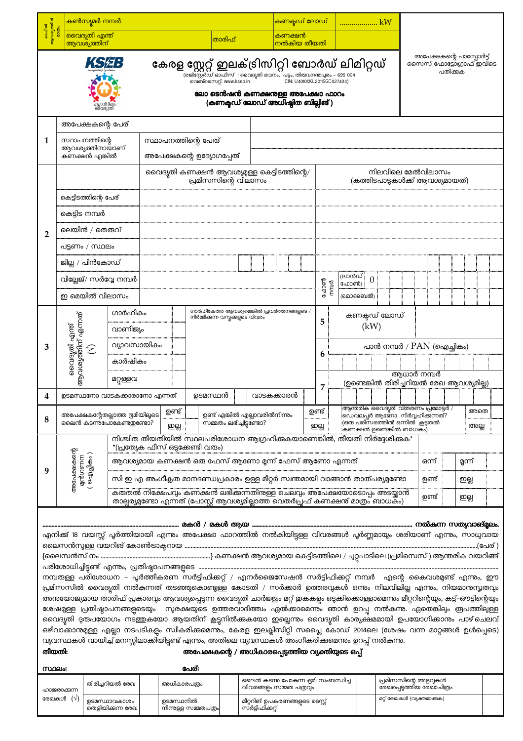| ഓഫീസ് ആവശ്യത്തിന് മാത്രം | കൺസ്യൂമർ നമ്പർ | | കണക്ടഡ് ലോഡ് | .................. kW |
|---|---|---|---|---|
| | വൈദ്യുതി എന്ത് ആവശ്യത്തിന് | താരിഫ് | കണക്ഷൻ നൽകിയ തീയതി | |

**KSEB**

# കേരള സ്റ്റേറ്റ് ഇലക്ട്രിസിറ്റി ബോർഡ് ലിമിറ്റഡ്

(രജിസ്റ്റേർഡ് ഓഫീസ് : വൈദ്യുതി ഭവനം, പട്ടം, തിരുവനന്തപുരം - 695 004
വെബ്സൈറ്റ്: www.kseb.in CIN: U40100KL2011SGC027424)

## ലോ ടെൻഷൻ കണക്ഷനുള്ള അപേക്ഷാ ഫാറം
## (കണക്ടഡ് ലോഡ് അധിഷ്ഠിത ബില്ലിങ്ങ്)

അപേക്ഷകന്റെ പാസ്പോർട്ട് സൈസ് ഫോട്ടോഗ്രാഫ് ഇവിടെ പതിക്കുക

| 1 | അപേക്ഷകന്റെ പേര് | | |
|---|---|---|---|
| | സ്ഥാപനത്തിന്റെ ആവശ്യത്തിനായാണ് കണക്ഷൻ എങ്കിൽ | സ്ഥാപനത്തിന്റെ പേര് | |
| | | അപേക്ഷകന്റെ ഉദ്യോഗപ്പേര് | |

| 2 | | വൈദ്യുതി കണക്ഷൻ ആവശ്യമുള്ള കെട്ടിടത്തിന്റെ/ പ്രമിസസിന്റെ വിലാസം | നിലവിലെ മേൽവിലാസം (കത്തിടപാടുകൾക്ക് ആവശ്യമായത്) |
|---|---|---|---|
| | കെട്ടിടത്തിന്റെ പേര് | | |
| | കെട്ടിട നമ്പർ | | |
| | ലെയിൻ / തെരുവ് | | |
| | പട്ടണം / സ്ഥലം | | |
| | ജില്ല / പിൻകോഡ് | | |
| | വില്ലേജ്/ സർവ്വേ നമ്പർ | | ഫോൺ നമ്പർ (ലാൻഡ് ഫോൺ) 0 |
| | ഇ മെയിൽ വിലാസം | | (മൊബൈൽ) |

| 3 | വൈദ്യുതി എന്ത് ആവശ്യത്തിന് എന്നത് (√) | ഗാർഹികം | | ഗാർഹികേതര ആവശ്യമെങ്കിൽ പ്രവർത്തനങ്ങളുടെ / നിർമ്മിക്കുന്ന വസ്തുക്കളുടെ വിവരം | 5 | കണക്ടഡ് ലോഡ് (kW) | |
|---|---|---|---|---|---|---|---|
| | | വാണിജ്യം | | | | | |
| | | വ്യവസായികം | | | 6 | പാൻ നമ്പർ / PAN (ഐച്ഛികം) | |
| | | കാർഷികം | | | | | |
| | | മറ്റുള്ളവ | | | 7 | ആധാർ നമ്പർ (ഉണ്ടെങ്കിൽ തിരിച്ചറിയൽ രേഖ ആവശ്യമില്ല) | |
| 4 | ഉടമസ്ഥനോ വാടകക്കാരനോ എന്നത് | ഉടമസ്ഥൻ | | വാടകക്കാരൻ | | | |

| 8 | അപേക്ഷകന്റേതല്ലാത്ത ഭൂമിയിലൂടെ ലൈൻ കടന്നുപോകേണ്ടതുണ്ടോ? | ഉണ്ട് / ഇല്ല | ഉണ്ട് എങ്കിൽ എല്ലാവരിൽനിന്നും സമ്മതം ലഭിച്ചിട്ടുണ്ടോ? | ഉണ്ട് / ഇല്ല | ആന്തരിക വൈദ്യുതി വിതരണം പ്രമോട്ടർ / ഡെവലപ്പർ ആണോ നിർവ്വഹിക്കുന്നത്? (ഒരു പരിസരത്തിൽ ഒന്നിൽ കൂടുതൽ കണക്ഷൻ ഉണ്ടെങ്കിൽ ബാധകം) | അതെ / അല്ല |
|---|---|---|---|---|---|---|

| 9 | അപേക്ഷകന്റെ മുൻഗണന (ഐച്ഛികം) | നിശ്ചിത തീയതിയിൽ സ്ഥലപരിശോധന ആഗ്രഹിക്കുകയാണെങ്കിൽ, തീയതി നിർദ്ദേശിക്കുക* *(പ്രത്യേക ഫീസ് ഒടുക്കേണ്ടി വരും) | | |
|---|---|---|---|---|
| | | ആവശ്യമായ കണക്ഷൻ ഒരു ഫേസ് ആണോ മൂന്ന് ഫേസ് ആണോ എന്നത് | ഒന്ന് | മൂന്ന് |
| | | സി ഇ എ അംഗീകൃത മാനദണ്ഡപ്രകാരം ഉള്ള മീറ്റർ സ്വന്തമായി വാങ്ങാൻ താത്പര്യമുണ്ടോ | ഉണ്ട് | ഇല്ല |
| | | കരുതൽ നിക്ഷേപവും കണക്ഷൻ ലഭിക്കുന്നതിനുള്ള ചെലവും അപേക്ഷയോടൊപ്പം അടയ്ക്കാൻ താല്പര്യമുണ്ടോ എന്നത് (പോസ്റ്റ് ആവശ്യമില്ലാത്ത വെതർപ്രൂഫ് കണക്ഷന് മാത്രം ബാധകം) | ഉണ്ട് | ഇല്ല |

.......................................................................... **മകൻ / മകൾ ആയ** .......................................................................... **നൽകുന്ന സത്യവാങ്മൂലം.**

എനിക്ക് 18 വയസ്സ് പൂർത്തിയായി എന്നും അപേക്ഷാ ഫാറത്തിൽ നൽകിയിട്ടുള്ള വിവരങ്ങൾ പൂർണ്ണമായും ശരിയാണ് എന്നും, സാധുവായ ലൈസൻസുള്ള വയറിങ് കോൺട്രാക്ടറായ ..........................................................................(പേര്) {ലൈസൻസ് നം ..........................................} കണക്ഷൻ ആവശ്യമായ കെട്ടിടത്തിലെ / ചുറ്റുപാടിലെ (പ്രമിസെസ്) ആന്തരിക വയറിങ്ങ് പരിശോധിച്ചിട്ടുണ്ട് എന്നും, പ്രതിഷ്ഠാപനങ്ങളുടെ .......................................................................... നമ്പരുള്ള പരിശോധന - പൂർത്തീകരണ സർട്ടിഫിക്കറ്റ് / എനർജൈസേഷൻ സർട്ടിഫിക്കറ്റ് നമ്പർ എന്റെ കൈവശമുണ്ട് എന്നും, ഈ പ്രമിസിൽ വൈദ്യുതി നൽകുന്നത് തടഞ്ഞുകൊണ്ടുള്ള കോടതി / സർക്കാർ ഉത്തരവുകൾ ഒന്നും നിലവിലില്ല എന്നും, നിയമാനുസൃതവും അനുയോജ്യമായ താരിഫ് പ്രകാരവും ആവശ്യപ്പെടുന്ന വൈദ്യുതി ചാർജ്ജും മറ്റ് തുകകളും ഒടുക്കിക്കൊള്ളാമെന്നും മീറ്ററിന്റെയും, കട്ട്-ഔട്ടിന്റെയും ശേഷമുള്ള പ്രതിഷ്ഠാപനങ്ങളുടെയും സുരക്ഷയുടെ ഉത്തരവാദിത്തം ഏൽക്കാമെന്നും ഞാൻ ഉറപ്പ് നൽകുന്നു. ഏതെങ്കിലും രൂപത്തിലുള്ള വൈദ്യുതി ദുരുപയോഗം നടത്തുകയോ ആയതിന് കൂട്ടുനിൽക്കുകയോ ഇല്ലെന്നും വൈദ്യുതി കാര്യക്ഷമമായി ഉപയോഗിക്കാനും പാഴ്ചെലവ് ഒഴിവാക്കാനുമുള്ള എല്ലാ നടപടികളും സ്വീകരിക്കുമെന്നും, കേരള ഇലക്ട്രിസിറ്റി സപ്ലൈ കോഡ് 2014ലെ (ശേഷം വന്ന മാറ്റങ്ങൾ ഉൾപ്പെടെ) വ്യവസ്ഥകൾ വായിച്ച് മനസ്സിലാക്കിയിട്ടുണ്ട് എന്നും, അതിലെ വ്യവസ്ഥകൾ അംഗീകരിക്കുമെന്നും ഉറപ്പ് നൽകുന്നു.

**തീയതി:** **അപേക്ഷകന്റെ / അധികാരപ്പെടുത്തിയ വ്യക്തിയുടെ ഒപ്പ്**

**സ്ഥലം:** **പേര്:**

| ഹാജരാക്കുന്ന രേഖകൾ (√) | തിരിച്ചറിയൽ രേഖ | | അധികാരപത്രം | | ലൈൻ കടന്നു പോകുന്ന ഭൂമി സംബന്ധിച്ച വിവരങ്ങളും സമ്മത പത്രവും | | പ്രമിസസിന്റെ അളവുകൾ രേഖപ്പെടുത്തിയ രേഖാചിത്രം | |
|---|---|---|---|---|---|---|---|---|
| | ഉടമസ്ഥാവകാശം തെളിയിക്കുന്ന രേഖ | | ഉടമസ്ഥനിൽ നിന്നുള്ള സമ്മതപത്രം | | മീറ്ററിങ് ഉപകരണങ്ങളുടെ ടെസ്റ്റ് സർട്ടിഫിക്കറ്റ് | | മറ്റ് രേഖകൾ (വ്യക്തമാക്കുക) | |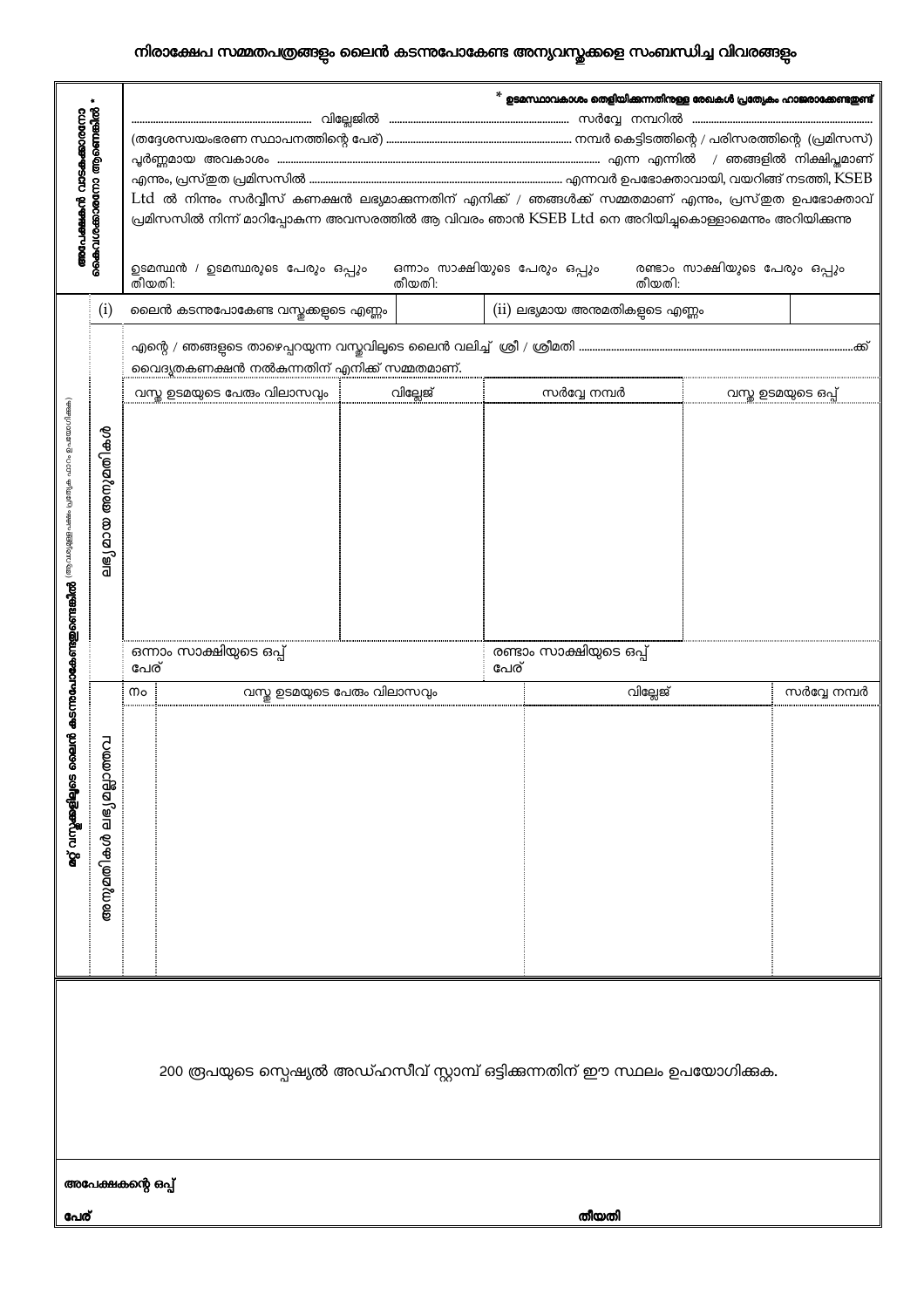# നിരാക്ഷേപ സമ്മതപത്രങ്ങളും ലൈൻ കടന്നുപോകേണ്ട അന്യവസ്തുക്കളെ സംബന്ധിച്ച വിവരങ്ങളും

**അപേക്ഷകൻ വാടകക്കാരനോ കൈവശക്കാരനോ ആണെങ്കിൽ \***

\* **ഉടമസ്ഥാവകാശം തെളിയിക്കുന്നതിനുള്ള രേഖകൾ പ്രത്യേകം ഹാജരാക്കേണ്ടതുണ്ട്**

.................................................. വില്ലേജിൽ .................................................. സർവ്വേ നമ്പറിൽ ..................................................
(തദ്ദേശസ്വയംഭരണ സ്ഥാപനത്തിന്റെ പേര്) .................................................. നമ്പർ കെട്ടിടത്തിന്റെ / പരിസരത്തിന്റെ (പ്രമിസസ്) പൂർണ്ണമായ അവകാശം .................................................. എന്ന എന്നിൽ / ഞങ്ങളിൽ നിക്ഷിപ്തമാണ് എന്നും, പ്രസ്തുത പ്രമിസസിൽ .................................................. എന്നവർ ഉപഭോക്താവായി, വയറിങ്ങ് നടത്തി, KSEB Ltd ൽ നിന്നും സർവ്വീസ് കണക്ഷൻ ലഭ്യമാക്കുന്നതിന് എനിക്ക് / ഞങ്ങൾക്ക് സമ്മതമാണ് എന്നും, പ്രസ്തുത ഉപഭോക്താവ് പ്രമിസസിൽ നിന്ന് മാറിപ്പോകുന്ന അവസരത്തിൽ ആ വിവരം ഞാൻ KSEB Ltd നെ അറിയിച്ചുകൊള്ളാമെന്നും അറിയിക്കുന്നു

| ഉടമസ്ഥൻ / ഉടമസ്ഥരുടെ പേരും ഒപ്പും | ഒന്നാം സാക്ഷിയുടെ പേരും ഒപ്പും | രണ്ടാം സാക്ഷിയുടെ പേരും ഒപ്പും |
|---|---|---|
| തീയതി: | തീയതി: | തീയതി: |

**മറ്റ് വസ്തുക്കളിലൂടെ ലൈൻ കടന്നുപോകേണ്ടതുണ്ടെങ്കിൽ** (ആവശ്യമുള്ള പക്ഷം പ്രത്യേക ഫാറം ഉപയോഗിക്കുക)

| (i) ലൈൻ കടന്നുപോകേണ്ട വസ്തുക്കളുടെ എണ്ണം | | (ii) ലഭ്യമായ അനുമതികളുടെ എണ്ണം | |
|---|---|---|---|

**ലഭ്യമായ അനുമതികൾ**

എന്റെ / ഞങ്ങളുടെ താഴെപ്പറയുന്ന വസ്തുവിലൂടെ ലൈൻ വലിച്ച് ശ്രീ / ശ്രീമതി ..................................................ക്ക് വൈദ്യുതകണക്ഷൻ നൽകുന്നതിന് എനിക്ക് സമ്മതമാണ്.

| വസ്തു ഉടമയുടെ പേരും വിലാസവും | വില്ലേജ് | സർവ്വേ നമ്പർ | വസ്തു ഉടമയുടെ ഒപ്പ് |
|---|---|---|---|
| | | | |

| ഒന്നാം സാക്ഷിയുടെ ഒപ്പ് | രണ്ടാം സാക്ഷിയുടെ ഒപ്പ് |
|---|---|
| പേര് | പേര് |

**അനുമതികൾ ലഭ്യമല്ലാത്തവ**

| നം | വസ്തു ഉടമയുടെ പേരും വിലാസവും | വില്ലേജ് | സർവ്വേ നമ്പർ |
|---|---|---|---|
| | | | |

200 രൂപയുടെ സ്പെഷ്യൽ അഡ്ഹസീവ് സ്റ്റാമ്പ് ഒട്ടിക്കുന്നതിന് ഈ സ്ഥലം ഉപയോഗിക്കുക.

**അപേക്ഷകന്റെ ഒപ്പ്**

**പേര്** **തീയതി**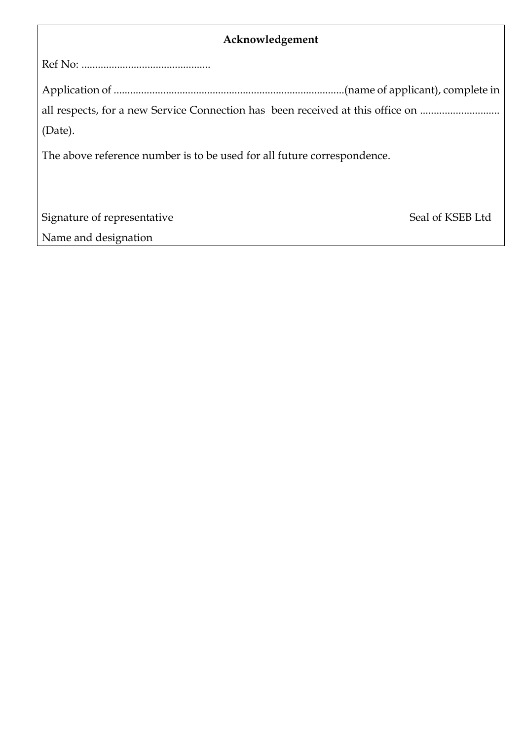**Acknowledgement**

Ref No: ...............................................

Application of ...................................................................................(name of applicant), complete in all respects, for a new Service Connection has been received at this office on ............................ (Date).

The above reference number is to be used for all future correspondence.

Signature of representative Seal of KSEB Ltd

Name and designation